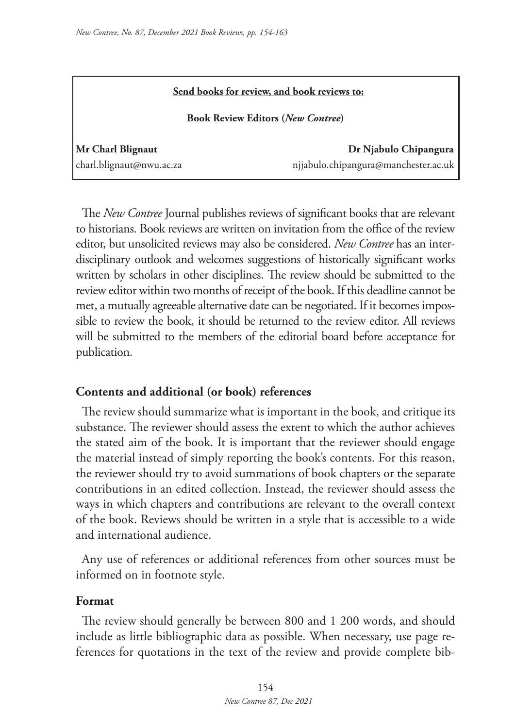**Send books for review, and book reviews to:**

**Book Review Editors (*New Contree*)**

**Mr Charl Blignaut**
charl.blignaut@nwu.ac.za

**Dr Njabulo Chipangura**
njjabulo.chipangura@manchester.ac.uk

The *New Contree* Journal publishes reviews of significant books that are relevant to historians. Book reviews are written on invitation from the office of the review editor, but unsolicited reviews may also be considered. *New Contree* has an interdisciplinary outlook and welcomes suggestions of historically significant works written by scholars in other disciplines. The review should be submitted to the review editor within two months of receipt of the book. If this deadline cannot be met, a mutually agreeable alternative date can be negotiated. If it becomes impossible to review the book, it should be returned to the review editor. All reviews will be submitted to the members of the editorial board before acceptance for publication.

## Contents and additional (or book) references

The review should summarize what is important in the book, and critique its substance. The reviewer should assess the extent to which the author achieves the stated aim of the book. It is important that the reviewer should engage the material instead of simply reporting the book's contents. For this reason, the reviewer should try to avoid summations of book chapters or the separate contributions in an edited collection. Instead, the reviewer should assess the ways in which chapters and contributions are relevant to the overall context of the book. Reviews should be written in a style that is accessible to a wide and international audience.

Any use of references or additional references from other sources must be informed on in footnote style.

## Format

The review should generally be between 800 and 1 200 words, and should include as little bibliographic data as possible. When necessary, use page references for quotations in the text of the review and provide complete bib-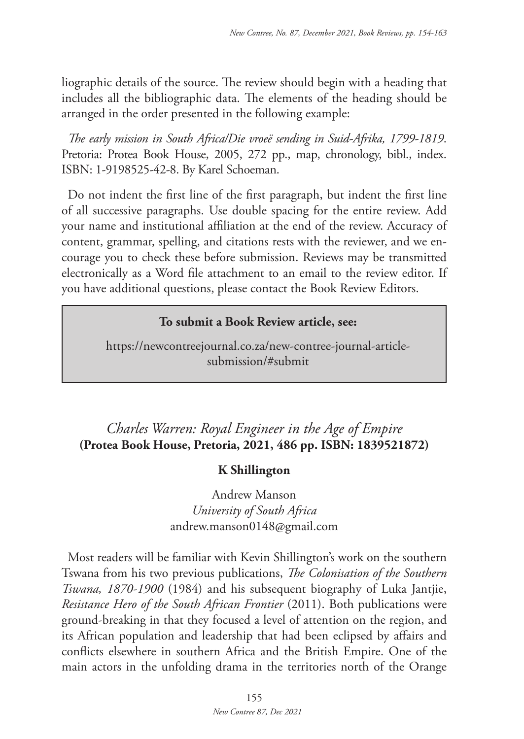liographic details of the source. The review should begin with a heading that includes all the bibliographic data. The elements of the heading should be arranged in the order presented in the following example:

*The early mission in South Africa/Die vroeë sending in Suid-Afrika, 1799-1819*. Pretoria: Protea Book House, 2005, 272 pp., map, chronology, bibl., index. ISBN: 1-9198525-42-8. By Karel Schoeman.

Do not indent the first line of the first paragraph, but indent the first line of all successive paragraphs. Use double spacing for the entire review. Add your name and institutional affiliation at the end of the review. Accuracy of content, grammar, spelling, and citations rests with the reviewer, and we encourage you to check these before submission. Reviews may be transmitted electronically as a Word file attachment to an email to the review editor. If you have additional questions, please contact the Book Review Editors.

**To submit a Book Review article, see:**

https://newcontreejournal.co.za/new-contree-journal-article-submission/#submit

## *Charles Warren: Royal Engineer in the Age of Empire* **(Protea Book House, Pretoria, 2021, 486 pp. ISBN: 1839521872)**

**K Shillington**

Andrew Manson
*University of South Africa*
andrew.manson0148@gmail.com

Most readers will be familiar with Kevin Shillington's work on the southern Tswana from his two previous publications, *The Colonisation of the Southern Tswana, 1870-1900* (1984) and his subsequent biography of Luka Jantjie, *Resistance Hero of the South African Frontier* (2011). Both publications were ground-breaking in that they focused a level of attention on the region, and its African population and leadership that had been eclipsed by affairs and conflicts elsewhere in southern Africa and the British Empire. One of the main actors in the unfolding drama in the territories north of the Orange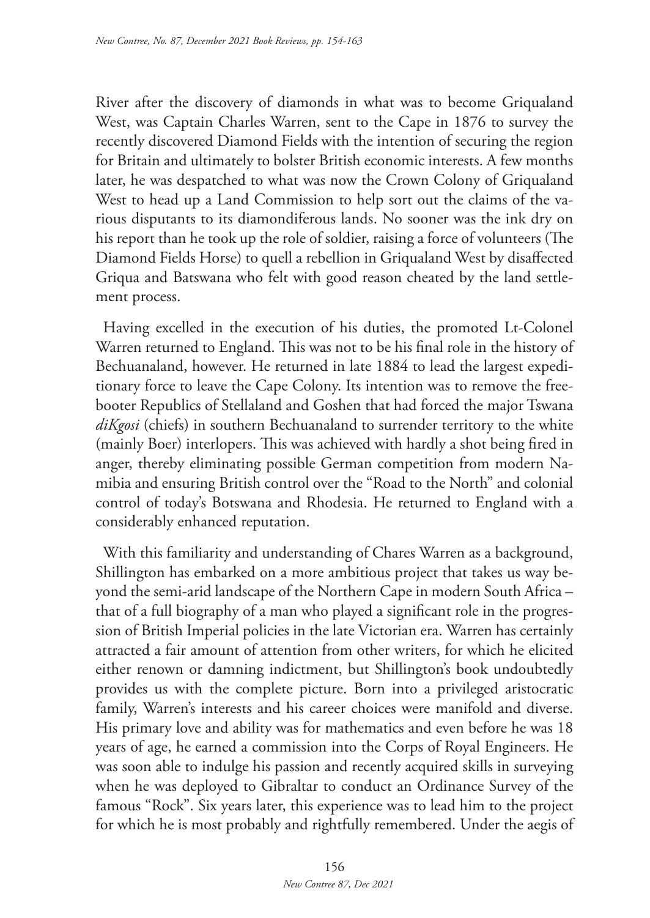River after the discovery of diamonds in what was to become Griqualand West, was Captain Charles Warren, sent to the Cape in 1876 to survey the recently discovered Diamond Fields with the intention of securing the region for Britain and ultimately to bolster British economic interests. A few months later, he was despatched to what was now the Crown Colony of Griqualand West to head up a Land Commission to help sort out the claims of the various disputants to its diamondiferous lands. No sooner was the ink dry on his report than he took up the role of soldier, raising a force of volunteers (The Diamond Fields Horse) to quell a rebellion in Griqualand West by disaffected Griqua and Batswana who felt with good reason cheated by the land settlement process.

Having excelled in the execution of his duties, the promoted Lt-Colonel Warren returned to England. This was not to be his final role in the history of Bechuanaland, however. He returned in late 1884 to lead the largest expeditionary force to leave the Cape Colony. Its intention was to remove the freebooter Republics of Stellaland and Goshen that had forced the major Tswana *diKgosi* (chiefs) in southern Bechuanaland to surrender territory to the white (mainly Boer) interlopers. This was achieved with hardly a shot being fired in anger, thereby eliminating possible German competition from modern Namibia and ensuring British control over the "Road to the North" and colonial control of today's Botswana and Rhodesia. He returned to England with a considerably enhanced reputation.

With this familiarity and understanding of Chares Warren as a background, Shillington has embarked on a more ambitious project that takes us way beyond the semi-arid landscape of the Northern Cape in modern South Africa – that of a full biography of a man who played a significant role in the progression of British Imperial policies in the late Victorian era. Warren has certainly attracted a fair amount of attention from other writers, for which he elicited either renown or damning indictment, but Shillington's book undoubtedly provides us with the complete picture. Born into a privileged aristocratic family, Warren's interests and his career choices were manifold and diverse. His primary love and ability was for mathematics and even before he was 18 years of age, he earned a commission into the Corps of Royal Engineers. He was soon able to indulge his passion and recently acquired skills in surveying when he was deployed to Gibraltar to conduct an Ordinance Survey of the famous "Rock". Six years later, this experience was to lead him to the project for which he is most probably and rightfully remembered. Under the aegis of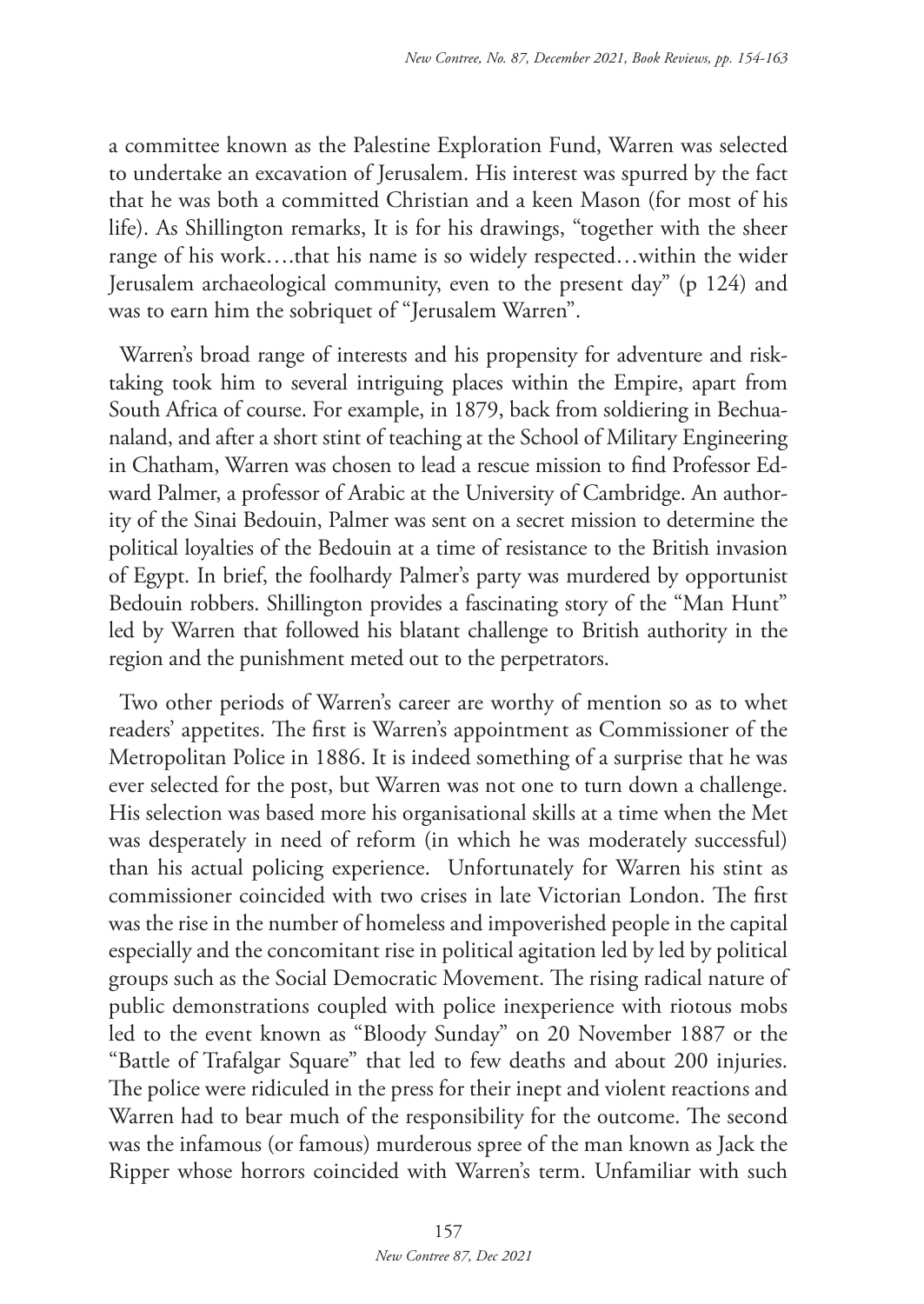a committee known as the Palestine Exploration Fund, Warren was selected to undertake an excavation of Jerusalem. His interest was spurred by the fact that he was both a committed Christian and a keen Mason (for most of his life). As Shillington remarks, It is for his drawings, "together with the sheer range of his work….that his name is so widely respected…within the wider Jerusalem archaeological community, even to the present day" (p 124) and was to earn him the sobriquet of "Jerusalem Warren".

Warren's broad range of interests and his propensity for adventure and risk-taking took him to several intriguing places within the Empire, apart from South Africa of course. For example, in 1879, back from soldiering in Bechuanaland, and after a short stint of teaching at the School of Military Engineering in Chatham, Warren was chosen to lead a rescue mission to find Professor Edward Palmer, a professor of Arabic at the University of Cambridge. An authority of the Sinai Bedouin, Palmer was sent on a secret mission to determine the political loyalties of the Bedouin at a time of resistance to the British invasion of Egypt. In brief, the foolhardy Palmer's party was murdered by opportunist Bedouin robbers. Shillington provides a fascinating story of the "Man Hunt" led by Warren that followed his blatant challenge to British authority in the region and the punishment meted out to the perpetrators.

Two other periods of Warren's career are worthy of mention so as to whet readers' appetites. The first is Warren's appointment as Commissioner of the Metropolitan Police in 1886. It is indeed something of a surprise that he was ever selected for the post, but Warren was not one to turn down a challenge. His selection was based more his organisational skills at a time when the Met was desperately in need of reform (in which he was moderately successful) than his actual policing experience. Unfortunately for Warren his stint as commissioner coincided with two crises in late Victorian London. The first was the rise in the number of homeless and impoverished people in the capital especially and the concomitant rise in political agitation led by led by political groups such as the Social Democratic Movement. The rising radical nature of public demonstrations coupled with police inexperience with riotous mobs led to the event known as "Bloody Sunday" on 20 November 1887 or the "Battle of Trafalgar Square" that led to few deaths and about 200 injuries. The police were ridiculed in the press for their inept and violent reactions and Warren had to bear much of the responsibility for the outcome. The second was the infamous (or famous) murderous spree of the man known as Jack the Ripper whose horrors coincided with Warren's term. Unfamiliar with such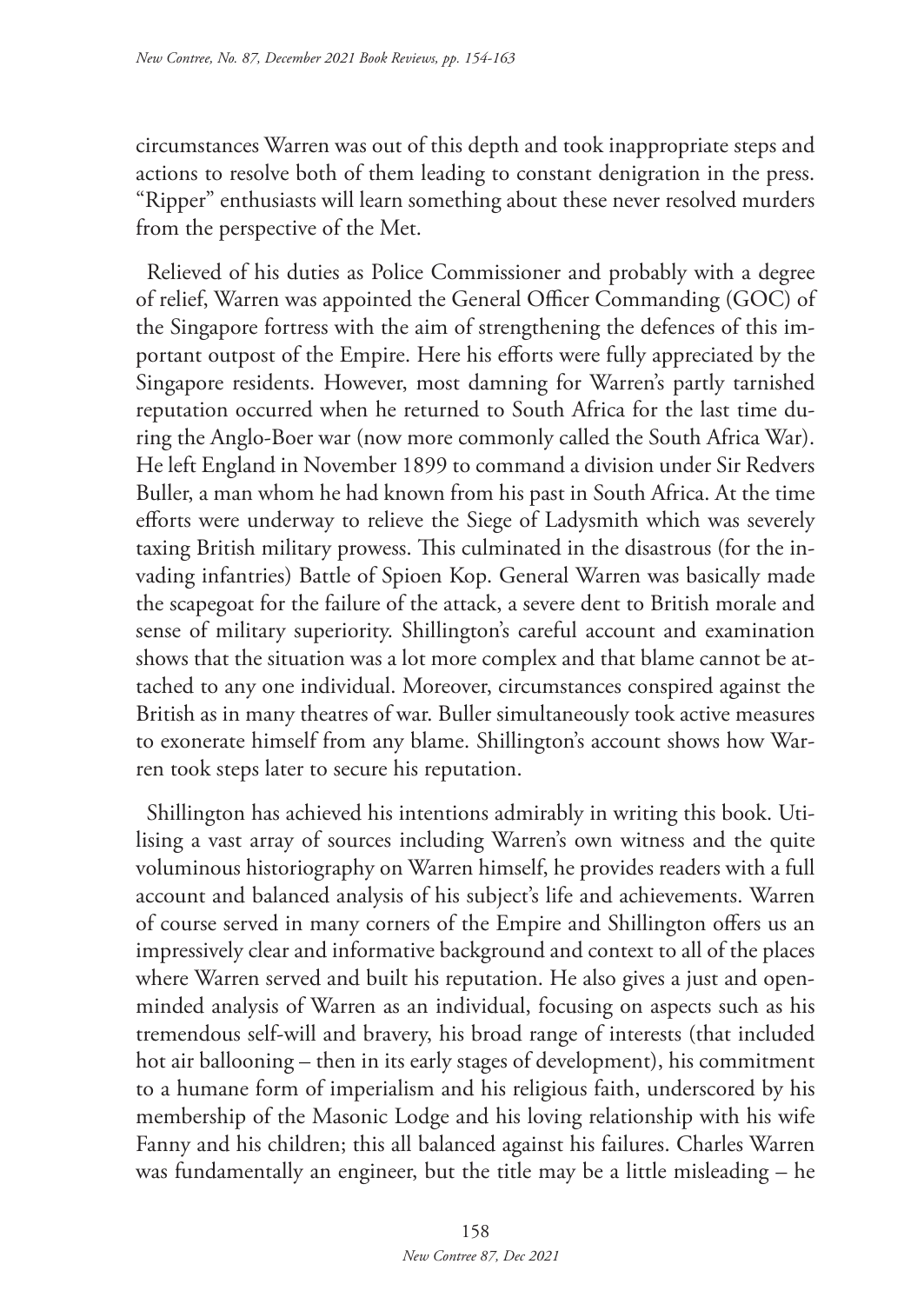circumstances Warren was out of this depth and took inappropriate steps and actions to resolve both of them leading to constant denigration in the press. "Ripper" enthusiasts will learn something about these never resolved murders from the perspective of the Met.

Relieved of his duties as Police Commissioner and probably with a degree of relief, Warren was appointed the General Officer Commanding (GOC) of the Singapore fortress with the aim of strengthening the defences of this important outpost of the Empire. Here his efforts were fully appreciated by the Singapore residents. However, most damning for Warren's partly tarnished reputation occurred when he returned to South Africa for the last time during the Anglo-Boer war (now more commonly called the South Africa War). He left England in November 1899 to command a division under Sir Redvers Buller, a man whom he had known from his past in South Africa. At the time efforts were underway to relieve the Siege of Ladysmith which was severely taxing British military prowess. This culminated in the disastrous (for the invading infantries) Battle of Spioen Kop. General Warren was basically made the scapegoat for the failure of the attack, a severe dent to British morale and sense of military superiority. Shillington's careful account and examination shows that the situation was a lot more complex and that blame cannot be attached to any one individual. Moreover, circumstances conspired against the British as in many theatres of war. Buller simultaneously took active measures to exonerate himself from any blame. Shillington's account shows how Warren took steps later to secure his reputation.

Shillington has achieved his intentions admirably in writing this book. Utilising a vast array of sources including Warren's own witness and the quite voluminous historiography on Warren himself, he provides readers with a full account and balanced analysis of his subject's life and achievements. Warren of course served in many corners of the Empire and Shillington offers us an impressively clear and informative background and context to all of the places where Warren served and built his reputation. He also gives a just and open-minded analysis of Warren as an individual, focusing on aspects such as his tremendous self-will and bravery, his broad range of interests (that included hot air ballooning – then in its early stages of development), his commitment to a humane form of imperialism and his religious faith, underscored by his membership of the Masonic Lodge and his loving relationship with his wife Fanny and his children; this all balanced against his failures. Charles Warren was fundamentally an engineer, but the title may be a little misleading – he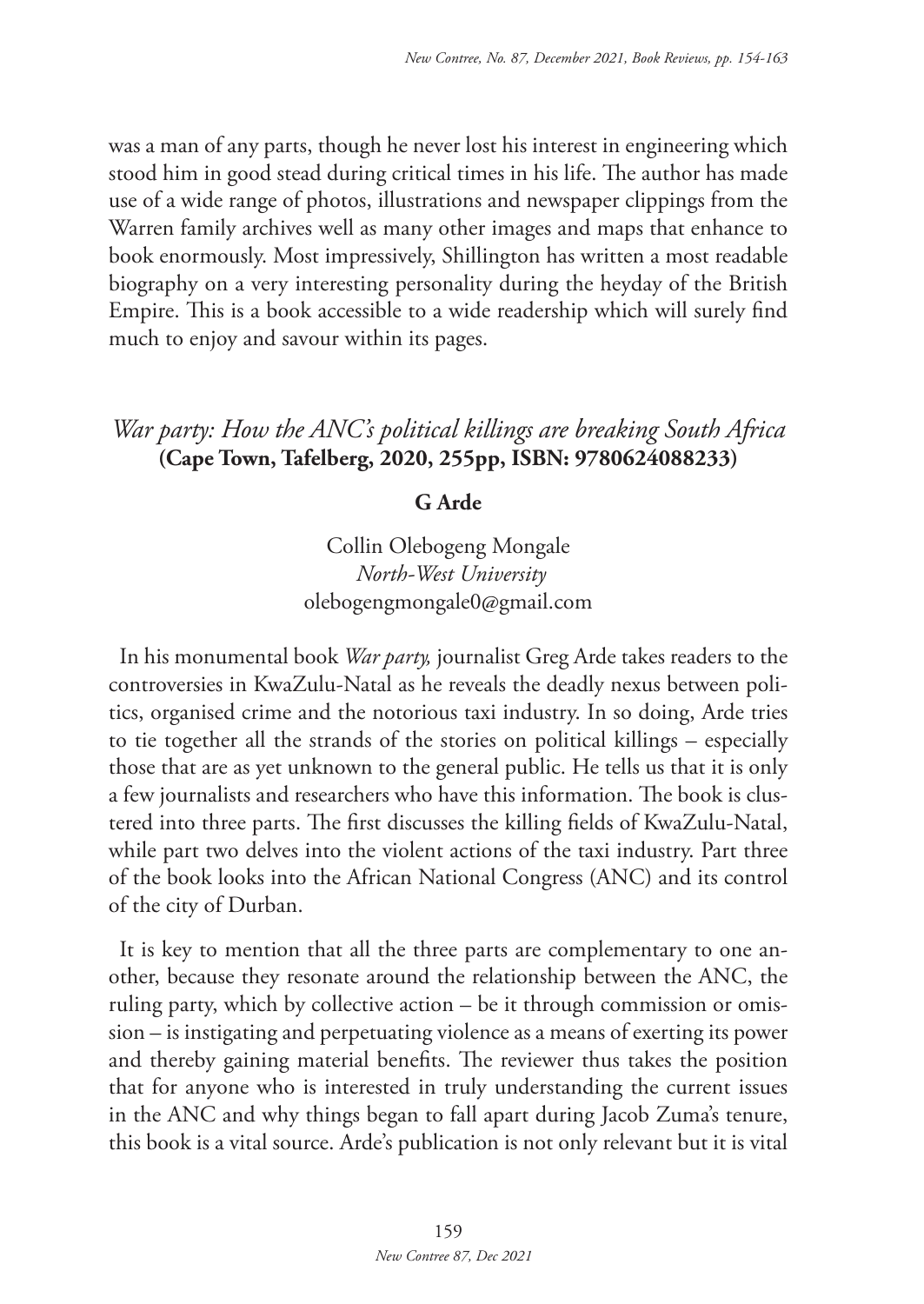was a man of any parts, though he never lost his interest in engineering which stood him in good stead during critical times in his life. The author has made use of a wide range of photos, illustrations and newspaper clippings from the Warren family archives well as many other images and maps that enhance to book enormously. Most impressively, Shillington has written a most readable biography on a very interesting personality during the heyday of the British Empire. This is a book accessible to a wide readership which will surely find much to enjoy and savour within its pages.

## *War party: How the ANC's political killings are breaking South Africa* **(Cape Town, Tafelberg, 2020, 255pp, ISBN: 9780624088233)**

**G Arde**

Collin Olebogeng Mongale
*North-West University*
olebogengmongale0@gmail.com

In his monumental book *War party,* journalist Greg Arde takes readers to the controversies in KwaZulu-Natal as he reveals the deadly nexus between politics, organised crime and the notorious taxi industry. In so doing, Arde tries to tie together all the strands of the stories on political killings – especially those that are as yet unknown to the general public. He tells us that it is only a few journalists and researchers who have this information. The book is clustered into three parts. The first discusses the killing fields of KwaZulu-Natal, while part two delves into the violent actions of the taxi industry. Part three of the book looks into the African National Congress (ANC) and its control of the city of Durban.

It is key to mention that all the three parts are complementary to one another, because they resonate around the relationship between the ANC, the ruling party, which by collective action – be it through commission or omission – is instigating and perpetuating violence as a means of exerting its power and thereby gaining material benefits. The reviewer thus takes the position that for anyone who is interested in truly understanding the current issues in the ANC and why things began to fall apart during Jacob Zuma's tenure, this book is a vital source. Arde's publication is not only relevant but it is vital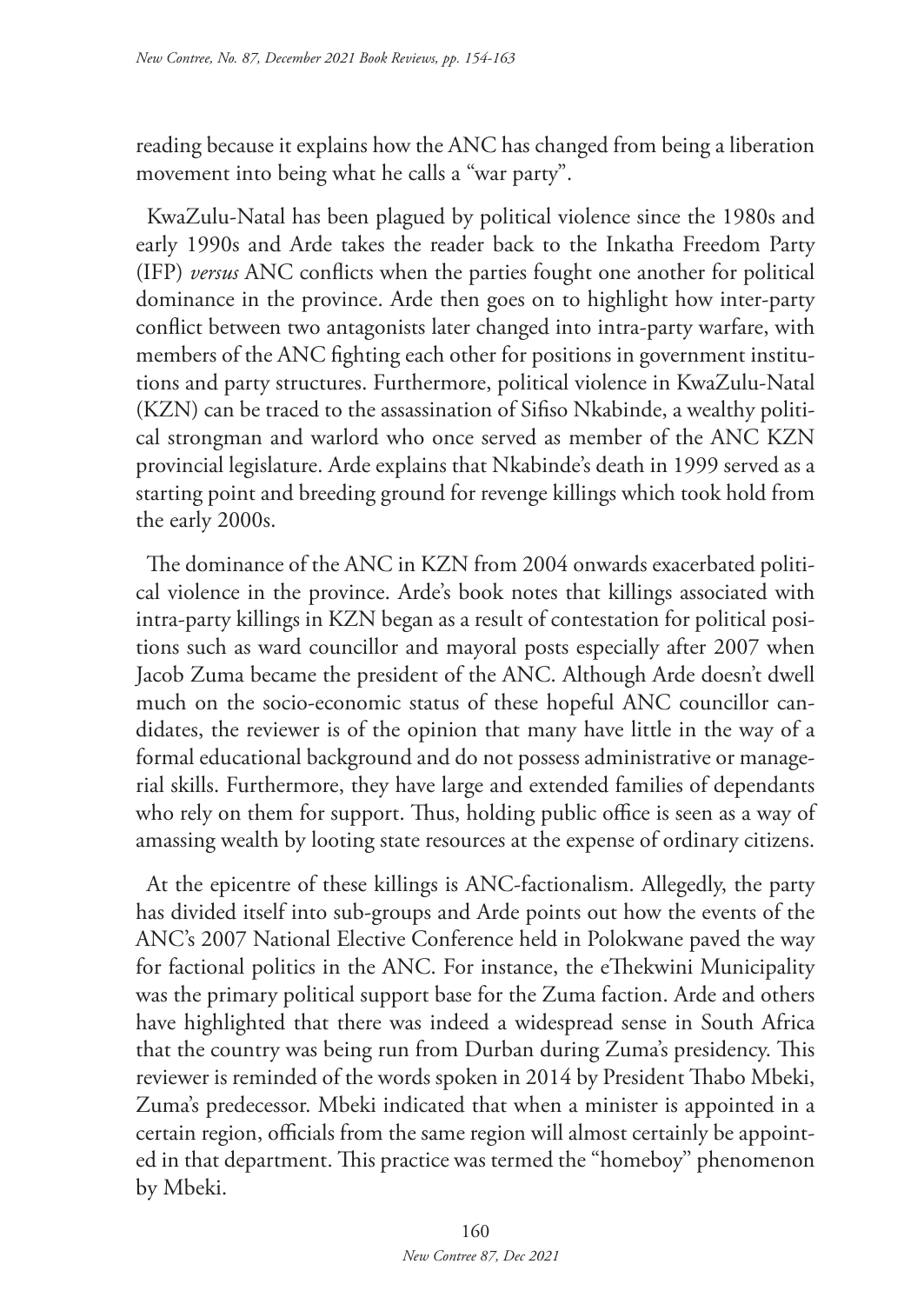reading because it explains how the ANC has changed from being a liberation movement into being what he calls a "war party".

KwaZulu-Natal has been plagued by political violence since the 1980s and early 1990s and Arde takes the reader back to the Inkatha Freedom Party (IFP) *versus* ANC conflicts when the parties fought one another for political dominance in the province. Arde then goes on to highlight how inter-party conflict between two antagonists later changed into intra-party warfare, with members of the ANC fighting each other for positions in government institutions and party structures. Furthermore, political violence in KwaZulu-Natal (KZN) can be traced to the assassination of Sifiso Nkabinde, a wealthy political strongman and warlord who once served as member of the ANC KZN provincial legislature. Arde explains that Nkabinde's death in 1999 served as a starting point and breeding ground for revenge killings which took hold from the early 2000s.

The dominance of the ANC in KZN from 2004 onwards exacerbated political violence in the province. Arde's book notes that killings associated with intra-party killings in KZN began as a result of contestation for political positions such as ward councillor and mayoral posts especially after 2007 when Jacob Zuma became the president of the ANC. Although Arde doesn't dwell much on the socio-economic status of these hopeful ANC councillor candidates, the reviewer is of the opinion that many have little in the way of a formal educational background and do not possess administrative or managerial skills. Furthermore, they have large and extended families of dependants who rely on them for support. Thus, holding public office is seen as a way of amassing wealth by looting state resources at the expense of ordinary citizens.

At the epicentre of these killings is ANC-factionalism. Allegedly, the party has divided itself into sub-groups and Arde points out how the events of the ANC's 2007 National Elective Conference held in Polokwane paved the way for factional politics in the ANC. For instance, the eThekwini Municipality was the primary political support base for the Zuma faction. Arde and others have highlighted that there was indeed a widespread sense in South Africa that the country was being run from Durban during Zuma's presidency. This reviewer is reminded of the words spoken in 2014 by President Thabo Mbeki, Zuma's predecessor. Mbeki indicated that when a minister is appointed in a certain region, officials from the same region will almost certainly be appointed in that department. This practice was termed the "homeboy" phenomenon by Mbeki.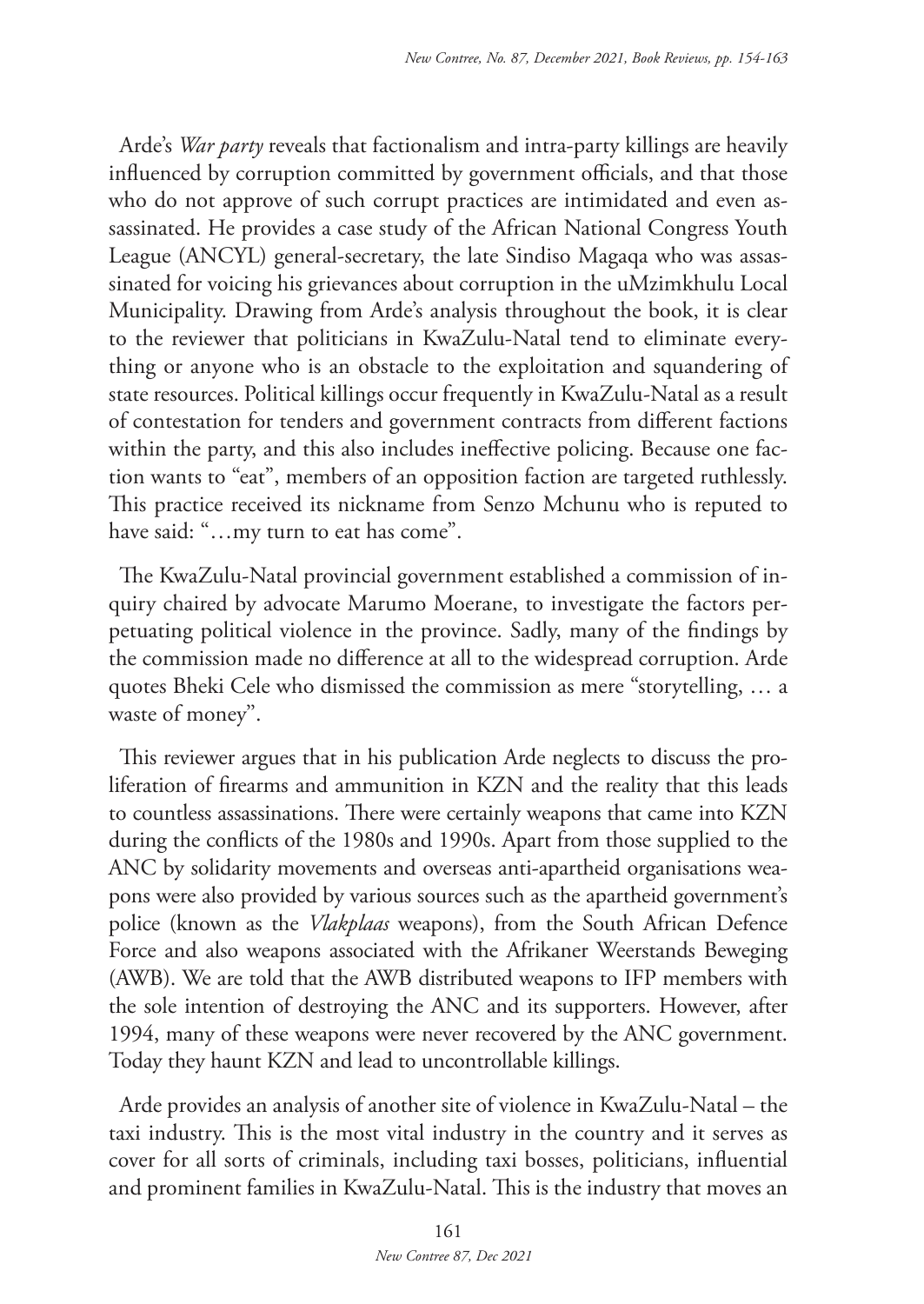Arde's *War party* reveals that factionalism and intra-party killings are heavily influenced by corruption committed by government officials, and that those who do not approve of such corrupt practices are intimidated and even assassinated. He provides a case study of the African National Congress Youth League (ANCYL) general-secretary, the late Sindiso Magaqa who was assassinated for voicing his grievances about corruption in the uMzimkhulu Local Municipality. Drawing from Arde's analysis throughout the book, it is clear to the reviewer that politicians in KwaZulu-Natal tend to eliminate everything or anyone who is an obstacle to the exploitation and squandering of state resources. Political killings occur frequently in KwaZulu-Natal as a result of contestation for tenders and government contracts from different factions within the party, and this also includes ineffective policing. Because one faction wants to "eat", members of an opposition faction are targeted ruthlessly. This practice received its nickname from Senzo Mchunu who is reputed to have said: "…my turn to eat has come".

The KwaZulu-Natal provincial government established a commission of inquiry chaired by advocate Marumo Moerane, to investigate the factors perpetuating political violence in the province. Sadly, many of the findings by the commission made no difference at all to the widespread corruption. Arde quotes Bheki Cele who dismissed the commission as mere "storytelling, … a waste of money".

This reviewer argues that in his publication Arde neglects to discuss the proliferation of firearms and ammunition in KZN and the reality that this leads to countless assassinations. There were certainly weapons that came into KZN during the conflicts of the 1980s and 1990s. Apart from those supplied to the ANC by solidarity movements and overseas anti-apartheid organisations weapons were also provided by various sources such as the apartheid government's police (known as the *Vlakplaas* weapons), from the South African Defence Force and also weapons associated with the Afrikaner Weerstands Beweging (AWB). We are told that the AWB distributed weapons to IFP members with the sole intention of destroying the ANC and its supporters. However, after 1994, many of these weapons were never recovered by the ANC government. Today they haunt KZN and lead to uncontrollable killings.

Arde provides an analysis of another site of violence in KwaZulu-Natal – the taxi industry. This is the most vital industry in the country and it serves as cover for all sorts of criminals, including taxi bosses, politicians, influential and prominent families in KwaZulu-Natal. This is the industry that moves an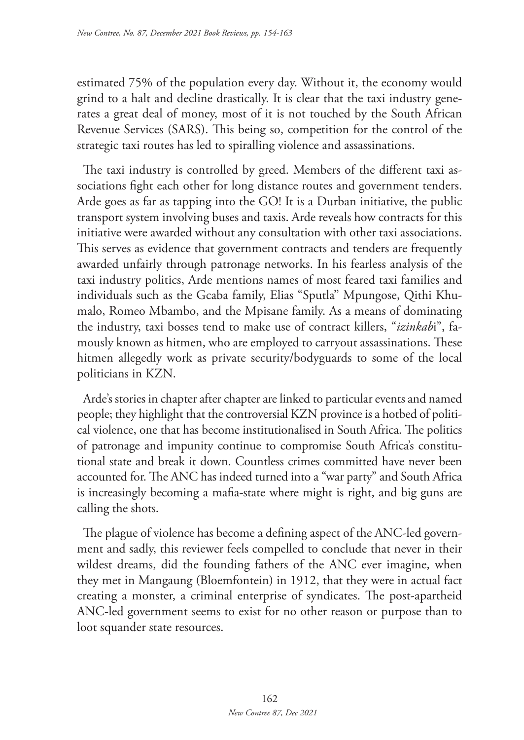estimated 75% of the population every day. Without it, the economy would grind to a halt and decline drastically. It is clear that the taxi industry generates a great deal of money, most of it is not touched by the South African Revenue Services (SARS). This being so, competition for the control of the strategic taxi routes has led to spiralling violence and assassinations.

The taxi industry is controlled by greed. Members of the different taxi associations fight each other for long distance routes and government tenders. Arde goes as far as tapping into the GO! It is a Durban initiative, the public transport system involving buses and taxis. Arde reveals how contracts for this initiative were awarded without any consultation with other taxi associations. This serves as evidence that government contracts and tenders are frequently awarded unfairly through patronage networks. In his fearless analysis of the taxi industry politics, Arde mentions names of most feared taxi families and individuals such as the Gcaba family, Elias "Sputla" Mpungose, Qithi Khumalo, Romeo Mbambo, and the Mpisane family. As a means of dominating the industry, taxi bosses tend to make use of contract killers, "*izinkab*i", famously known as hitmen, who are employed to carryout assassinations. These hitmen allegedly work as private security/bodyguards to some of the local politicians in KZN.

Arde's stories in chapter after chapter are linked to particular events and named people; they highlight that the controversial KZN province is a hotbed of political violence, one that has become institutionalised in South Africa. The politics of patronage and impunity continue to compromise South Africa's constitutional state and break it down. Countless crimes committed have never been accounted for. The ANC has indeed turned into a "war party" and South Africa is increasingly becoming a mafia-state where might is right, and big guns are calling the shots.

The plague of violence has become a defining aspect of the ANC-led government and sadly, this reviewer feels compelled to conclude that never in their wildest dreams, did the founding fathers of the ANC ever imagine, when they met in Mangaung (Bloemfontein) in 1912, that they were in actual fact creating a monster, a criminal enterprise of syndicates. The post-apartheid ANC-led government seems to exist for no other reason or purpose than to loot squander state resources.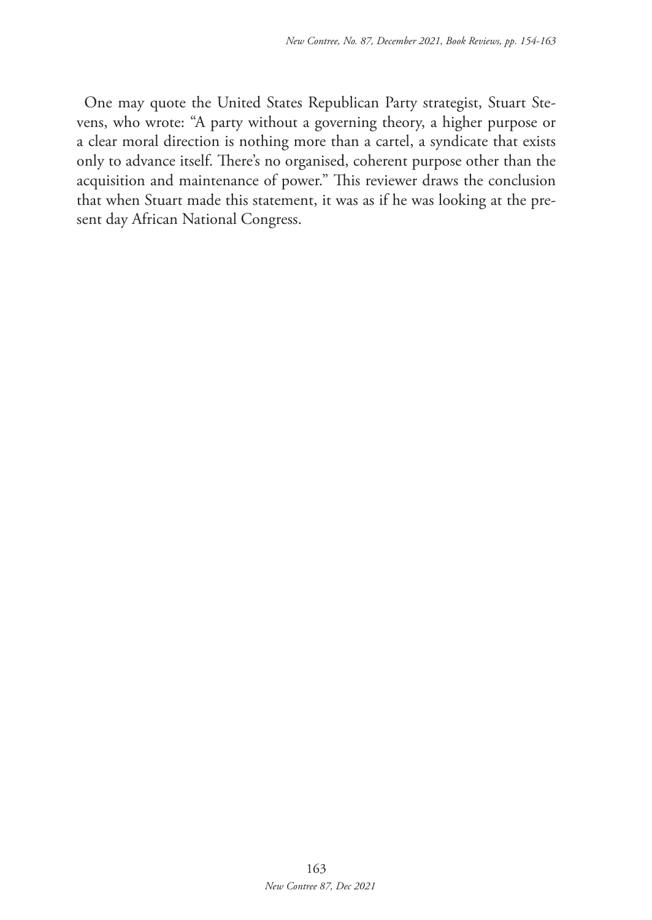One may quote the United States Republican Party strategist, Stuart Stevens, who wrote: "A party without a governing theory, a higher purpose or a clear moral direction is nothing more than a cartel, a syndicate that exists only to advance itself. There's no organised, coherent purpose other than the acquisition and maintenance of power." This reviewer draws the conclusion that when Stuart made this statement, it was as if he was looking at the present day African National Congress.